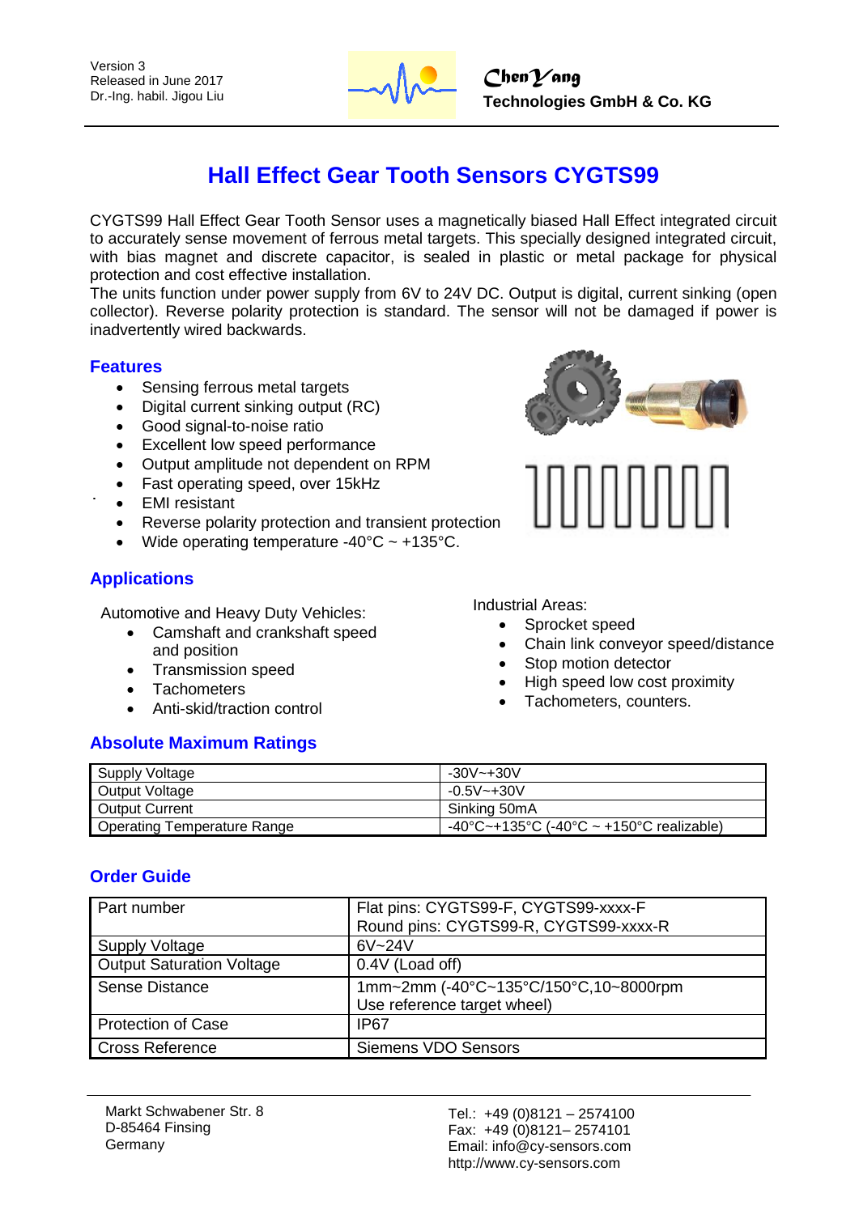Version 3
Released in June 2017
Dr.-Ing. habil. Jigou Liu

ChenYang
**Technologies GmbH & Co. KG**

# Hall Effect Gear Tooth Sensors CYGTS99

CYGTS99 Hall Effect Gear Tooth Sensor uses a magnetically biased Hall Effect integrated circuit to accurately sense movement of ferrous metal targets. This specially designed integrated circuit, with bias magnet and discrete capacitor, is sealed in plastic or metal package for physical protection and cost effective installation.
The units function under power supply from 6V to 24V DC. Output is digital, current sinking (open collector). Reverse polarity protection is standard. The sensor will not be damaged if power is inadvertently wired backwards.

## Features

- Sensing ferrous metal targets
- Digital current sinking output (RC)
- Good signal-to-noise ratio
- Excellent low speed performance
- Output amplitude not dependent on RPM
- Fast operating speed, over 15kHz
- EMI resistant
- Reverse polarity protection and transient protection
- Wide operating temperature -40°C ~ +135°C.

## Applications

Automotive and Heavy Duty Vehicles:

- Camshaft and crankshaft speed and position
- Transmission speed
- Tachometers
- Anti-skid/traction control

Industrial Areas:

- Sprocket speed
- Chain link conveyor speed/distance
- Stop motion detector
- High speed low cost proximity
- Tachometers, counters.

## Absolute Maximum Ratings

| | |
|---|---|
| Supply Voltage | -30V~+30V |
| Output Voltage | -0.5V~+30V |
| Output Current | Sinking 50mA |
| Operating Temperature Range | -40°C~+135°C (-40°C ~ +150°C realizable) |

## Order Guide

| | |
|---|---|
| Part number | Flat pins: CYGTS99-F, CYGTS99-xxxx-F<br>Round pins: CYGTS99-R, CYGTS99-xxxx-R |
| Supply Voltage | 6V~24V |
| Output Saturation Voltage | 0.4V (Load off) |
| Sense Distance | 1mm~2mm (-40°C~135°C/150°C,10~8000rpm<br>Use reference target wheel) |
| Protection of Case | IP67 |
| Cross Reference | Siemens VDO Sensors |

Markt Schwabener Str. 8
D-85464 Finsing
Germany

Tel.: +49 (0)8121 – 2574100
Fax: +49 (0)8121– 2574101
Email: info@cy-sensors.com
http://www.cy-sensors.com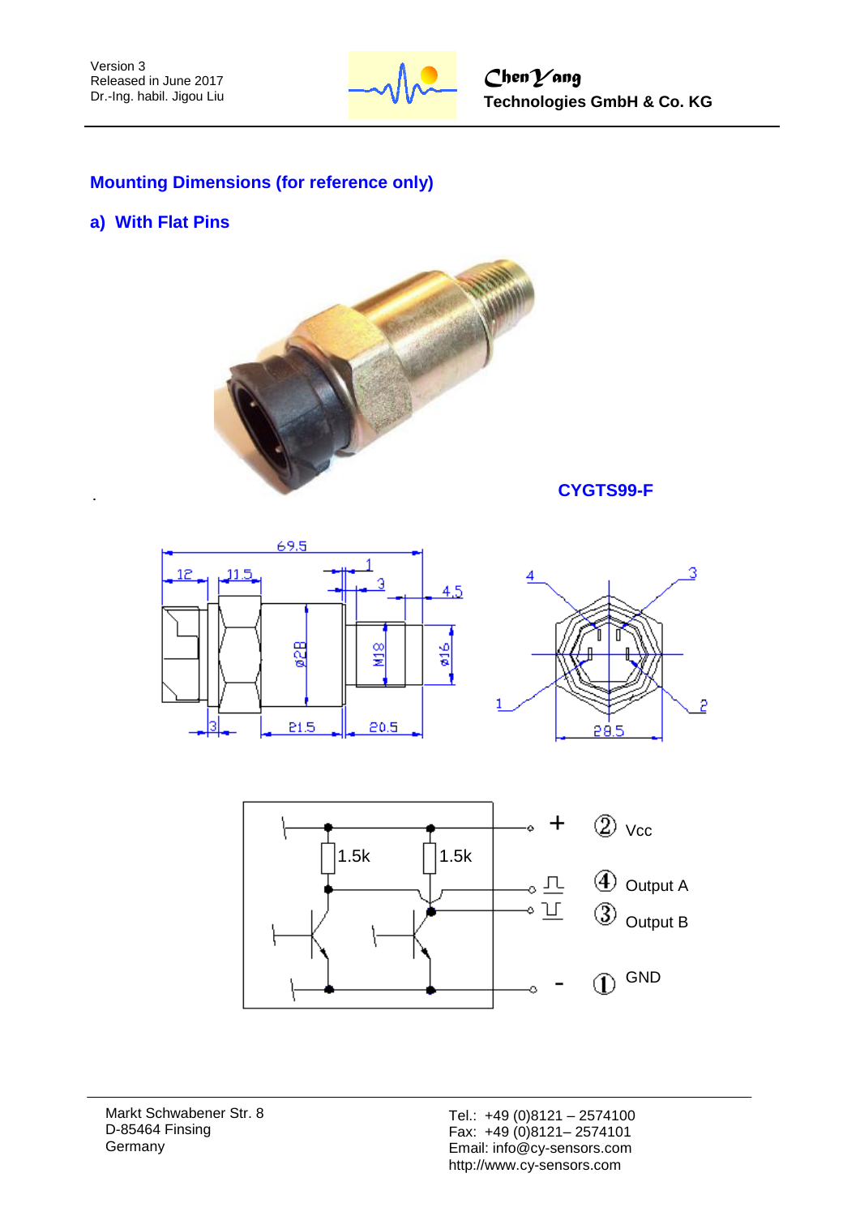## Mounting Dimensions (for reference only)

### a) With Flat Pins

CYGTS99-F

69.5
12
11.5
1
3
4.5
ø28
M18
ø16
3
21.5
20.5

4
3
1
2
28.5

1.5k
1.5k

+ ② Vcc

④ Output A

③ Output B

- ① GND

Markt Schwabener Str. 8
D-85464 Finsing
Germany

Tel.: +49 (0)8121 – 2574100
Fax: +49 (0)8121– 2574101
Email: info@cy-sensors.com
http://www.cy-sensors.com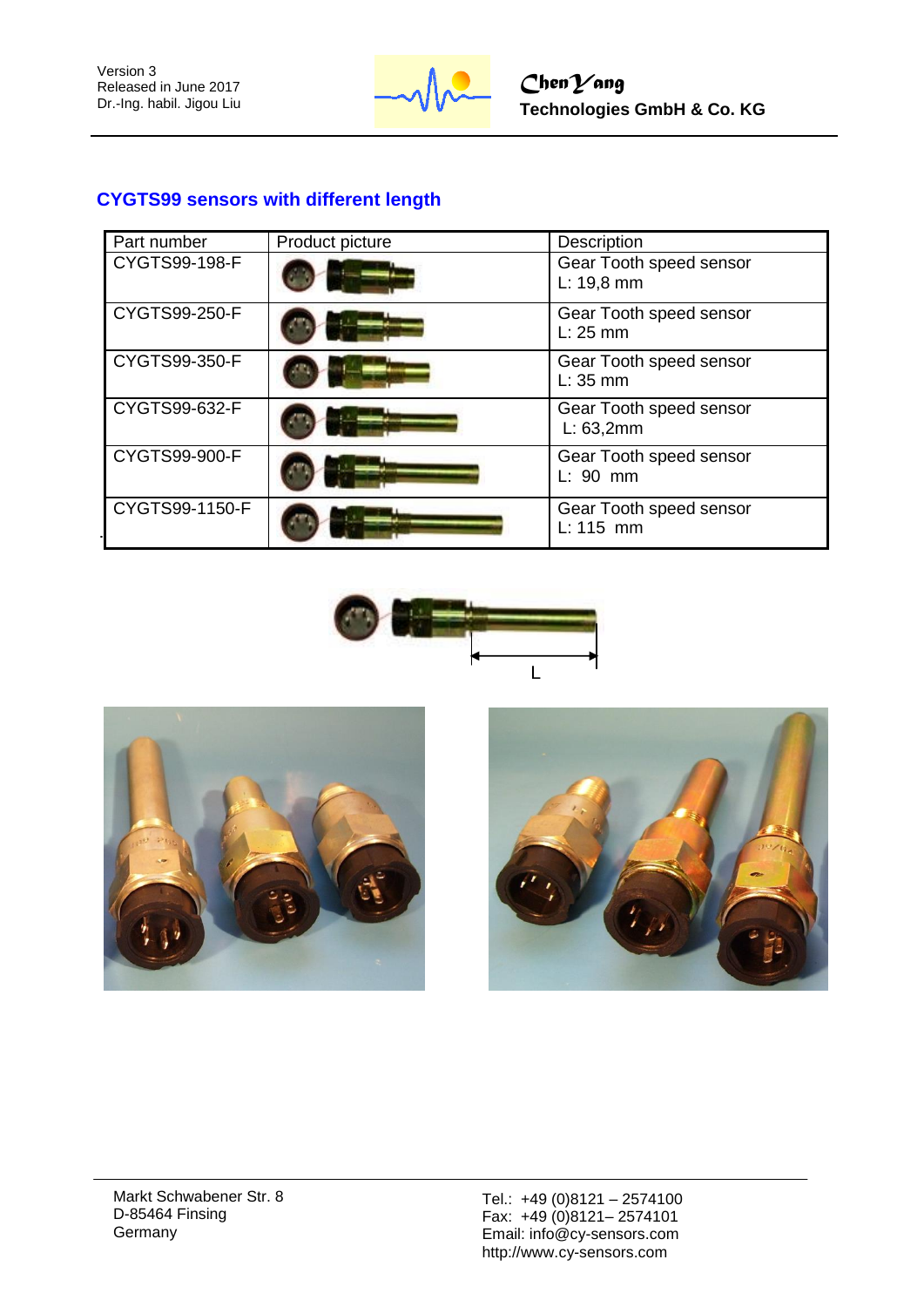## CYGTS99 sensors with different length

| Part number | Product picture | Description |
|---|---|---|
| CYGTS99-198-F | | Gear Tooth speed sensor<br>L: 19,8 mm |
| CYGTS99-250-F | | Gear Tooth speed sensor<br>L: 25 mm |
| CYGTS99-350-F | | Gear Tooth speed sensor<br>L: 35 mm |
| CYGTS99-632-F | | Gear Tooth speed sensor<br>L: 63,2mm |
| CYGTS99-900-F | | Gear Tooth speed sensor<br>L: 90 mm |
| CYGTS99-1150-F | | Gear Tooth speed sensor<br>L: 115 mm |

L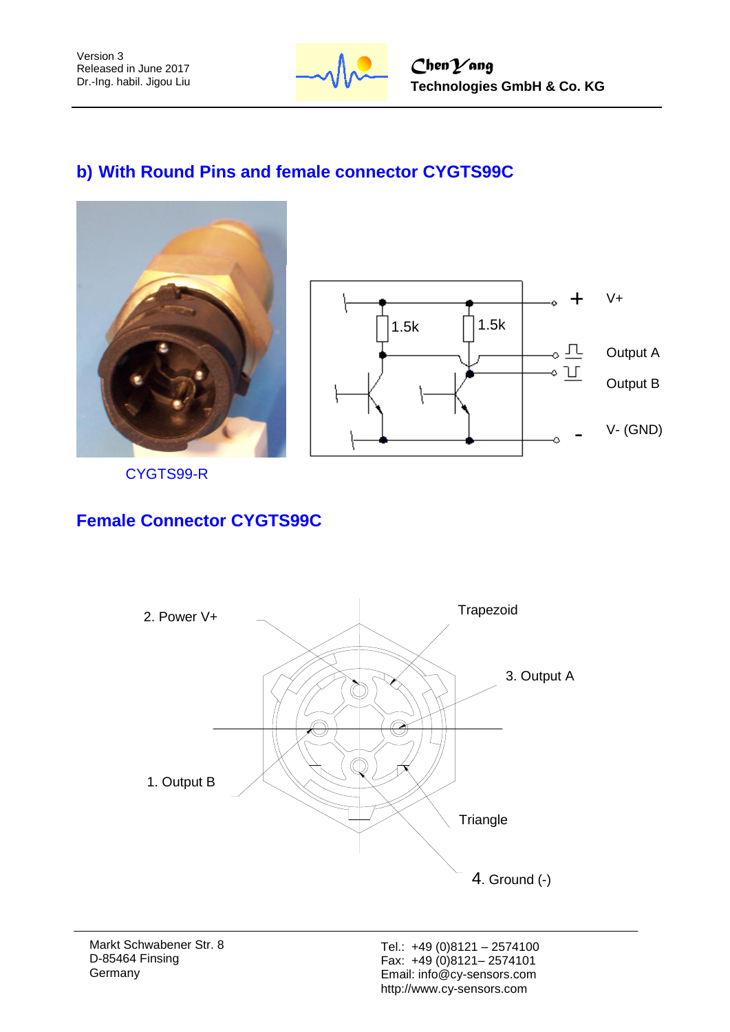## b) With Round Pins and female connector CYGTS99C

1.5k

1.5k

+ V+

Output A

Output B

- V- (GND)

CYGTS99-R

## Female Connector CYGTS99C

2. Power V+

Trapezoid

3. Output A

1. Output B

Triangle

4. Ground (-)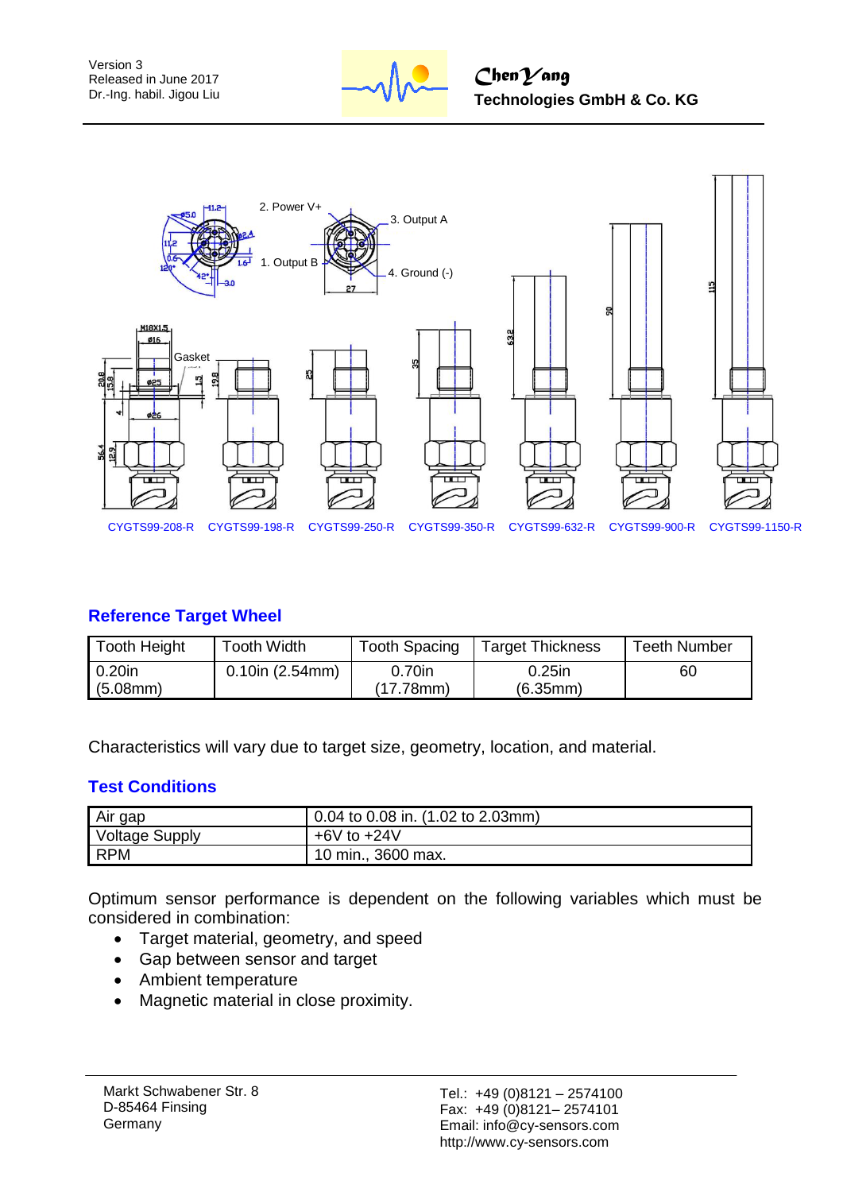2. Power V+

3. Output A

1. Output B

4. Ground (-)

CYGTS99-208-R CYGTS99-198-R CYGTS99-250-R CYGTS99-350-R CYGTS99-632-R CYGTS99-900-R CYGTS99-1150-R

## Reference Target Wheel

| Tooth Height | Tooth Width | Tooth Spacing | Target Thickness | Teeth Number |
|---|---|---|---|---|
| 0.20in (5.08mm) | 0.10in (2.54mm) | 0.70in (17.78mm) | 0.25in (6.35mm) | 60 |

Characteristics will vary due to target size, geometry, location, and material.

## Test Conditions

| | |
|---|---|
| Air gap | 0.04 to 0.08 in. (1.02 to 2.03mm) |
| Voltage Supply | +6V to +24V |
| RPM | 10 min., 3600 max. |

Optimum sensor performance is dependent on the following variables which must be considered in combination:

- Target material, geometry, and speed
- Gap between sensor and target
- Ambient temperature
- Magnetic material in close proximity.